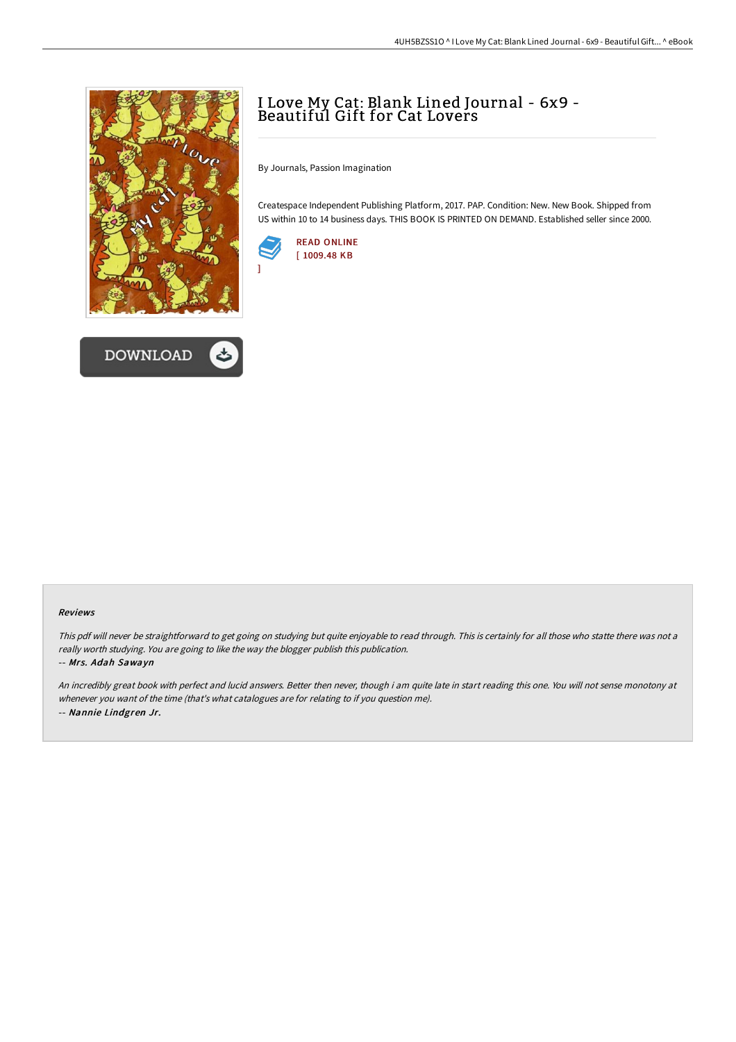# I Love My Cat: Blank Lined Journal - 6x9 - Beautiful Gift for Cat Lovers

By Journals, Passion Imagination

Createspace Independent Publishing Platform, 2017. PAP. Condition: New. New Book. Shipped from US within 10 to 14 business days. THIS BOOK IS PRINTED ON DEMAND. Established seller since 2000.

READ ONLINE
[ 1009.48 KB ]

### Reviews

*This pdf will never be straightforward to get going on studying but quite enjoyable to read through. This is certainly for all those who statte there was not a really worth studying. You are going to like the way the blogger publish this publication.*

-- *Mrs. Adah Sawayn*

*An incredibly great book with perfect and lucid answers. Better then never, though i am quite late in start reading this one. You will not sense monotony at whenever you want of the time (that's what catalogues are for relating to if you question me).*

-- *Nannie Lindgren Jr.*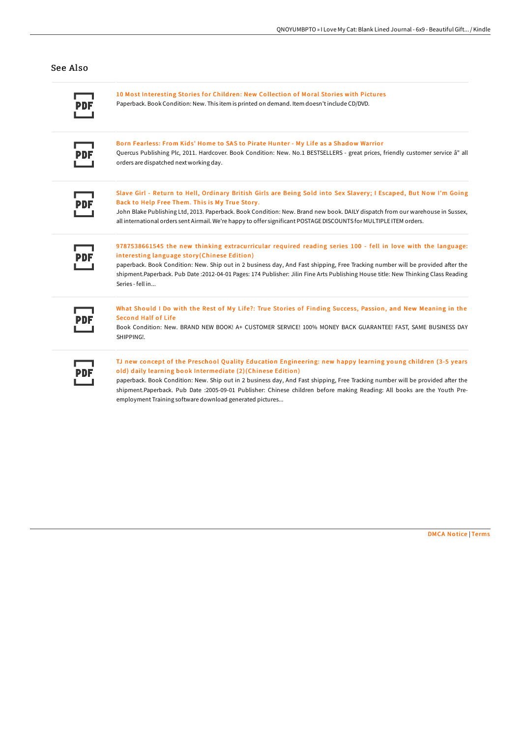## See Also

**10 Most Interesting Stories for Children: New Collection of Moral Stories with Pictures**
Paperback. Book Condition: New. This item is printed on demand. Item doesn't include CD/DVD.

**Born Fearless: From Kids' Home to SAS to Pirate Hunter - My Life as a Shadow Warrior**
Quercus Publishing Plc, 2011. Hardcover. Book Condition: New. No.1 BESTSELLERS - great prices, friendly customer service â" all orders are dispatched next working day.

**Slave Girl - Return to Hell, Ordinary British Girls are Being Sold into Sex Slavery; I Escaped, But Now I'm Going Back to Help Free Them. This is My True Story.**
John Blake Publishing Ltd, 2013. Paperback. Book Condition: New. Brand new book. DAILY dispatch from our warehouse in Sussex, all international orders sent Airmail. We're happy to offer significant POSTAGE DISCOUNTS for MULTIPLE ITEM orders.

**9787538661545 the new thinking extracurricular required reading series 100 - fell in love with the language: interesting language story(Chinese Edition)**
paperback. Book Condition: New. Ship out in 2 business day, And Fast shipping, Free Tracking number will be provided after the shipment.Paperback. Pub Date :2012-04-01 Pages: 174 Publisher: Jilin Fine Arts Publishing House title: New Thinking Class Reading Series - fell in...

**What Should I Do with the Rest of My Life?: True Stories of Finding Success, Passion, and New Meaning in the Second Half of Life**
Book Condition: New. BRAND NEW BOOK! A+ CUSTOMER SERVICE! 100% MONEY BACK GUARANTEE! FAST, SAME BUSINESS DAY SHIPPING!.

**TJ new concept of the Preschool Quality Education Engineering: new happy learning young children (3-5 years old) daily learning book Intermediate (2)(Chinese Edition)**
paperback. Book Condition: New. Ship out in 2 business day, And Fast shipping, Free Tracking number will be provided after the shipment.Paperback. Pub Date :2005-09-01 Publisher: Chinese children before making Reading: All books are the Youth Pre-employment Training software download generated pictures...